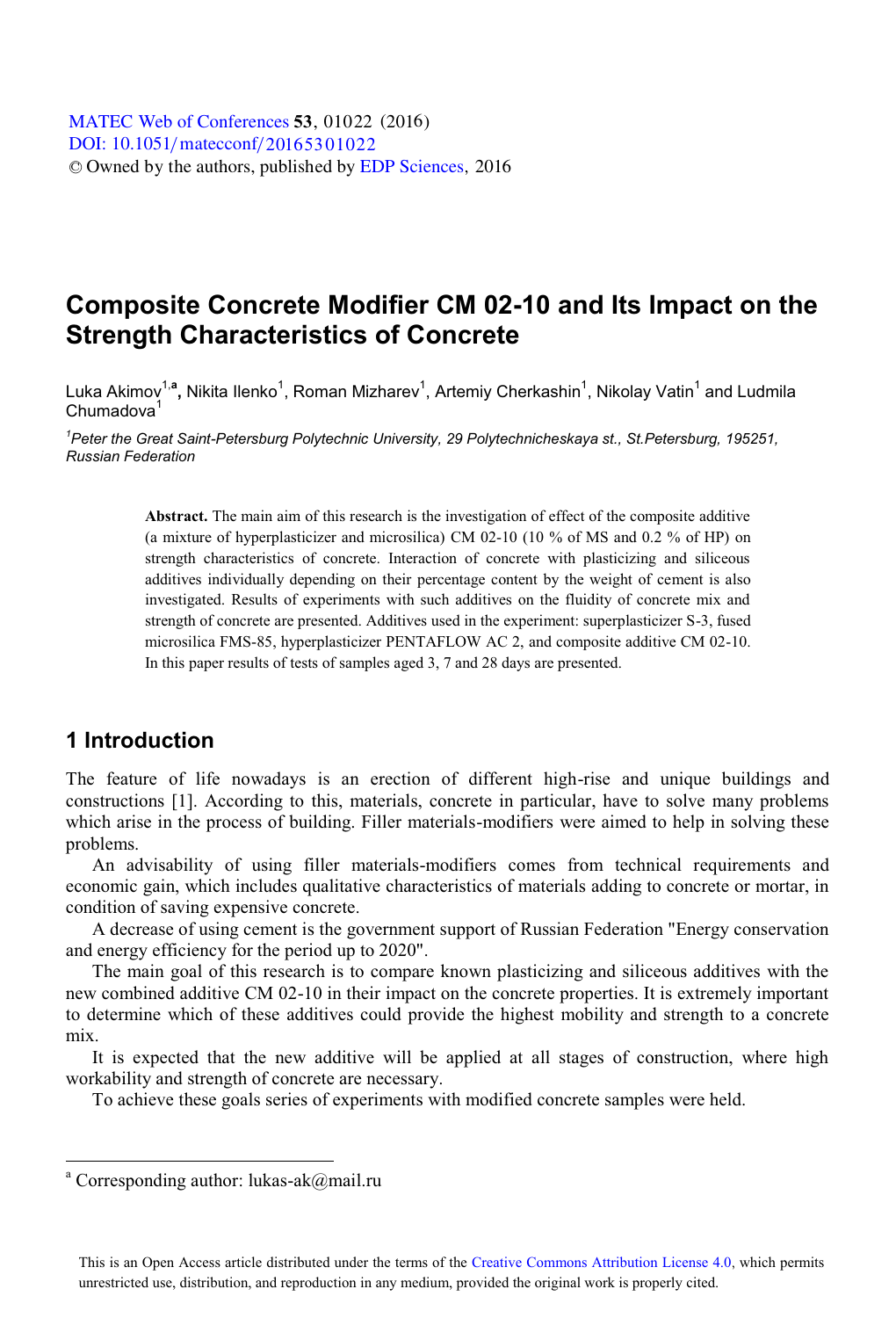# Composite Concrete Modifier CM 02-10 and Its Impact on the Strength Characteristics of Concrete

Luka Akimov[1,a], Nikita Ilenko[1], Roman Mizharev[1], Artemiy Cherkashin[1], Nikolay Vatin[1] and Ludmila Chumadova[1]

[1]*Peter the Great Saint-Petersburg Polytechnic University, 29 Polytechnicheskaya st., St.Petersburg, 195251, Russian Federation*

**Abstract.** The main aim of this research is the investigation of effect of the composite additive (a mixture of hyperplasticizer and microsilica) CM 02-10 (10 % of MS and 0.2 % of HP) on strength characteristics of concrete. Interaction of concrete with plasticizing and siliceous additives individually depending on their percentage content by the weight of cement is also investigated. Results of experiments with such additives on the fluidity of concrete mix and strength of concrete are presented. Additives used in the experiment: superplasticizer S-3, fused microsilica FMS-85, hyperplasticizer PENTAFLOW AC 2, and composite additive CM 02-10. In this paper results of tests of samples aged 3, 7 and 28 days are presented.

## 1 Introduction

The feature of life nowadays is an erection of different high-rise and unique buildings and constructions [1]. According to this, materials, concrete in particular, have to solve many problems which arise in the process of building. Filler materials-modifiers were aimed to help in solving these problems.

An advisability of using filler materials-modifiers comes from technical requirements and economic gain, which includes qualitative characteristics of materials adding to concrete or mortar, in condition of saving expensive concrete.

A decrease of using cement is the government support of Russian Federation "Energy conservation and energy efficiency for the period up to 2020".

The main goal of this research is to compare known plasticizing and siliceous additives with the new combined additive CM 02-10 in their impact on the concrete properties. It is extremely important to determine which of these additives could provide the highest mobility and strength to a concrete mix.

It is expected that the new additive will be applied at all stages of construction, where high workability and strength of concrete are necessary.

To achieve these goals series of experiments with modified concrete samples were held.

[a] Corresponding author: lukas-ak@mail.ru

This is an Open Access article distributed under the terms of the Creative Commons Attribution License 4.0, which permits unrestricted use, distribution, and reproduction in any medium, provided the original work is properly cited.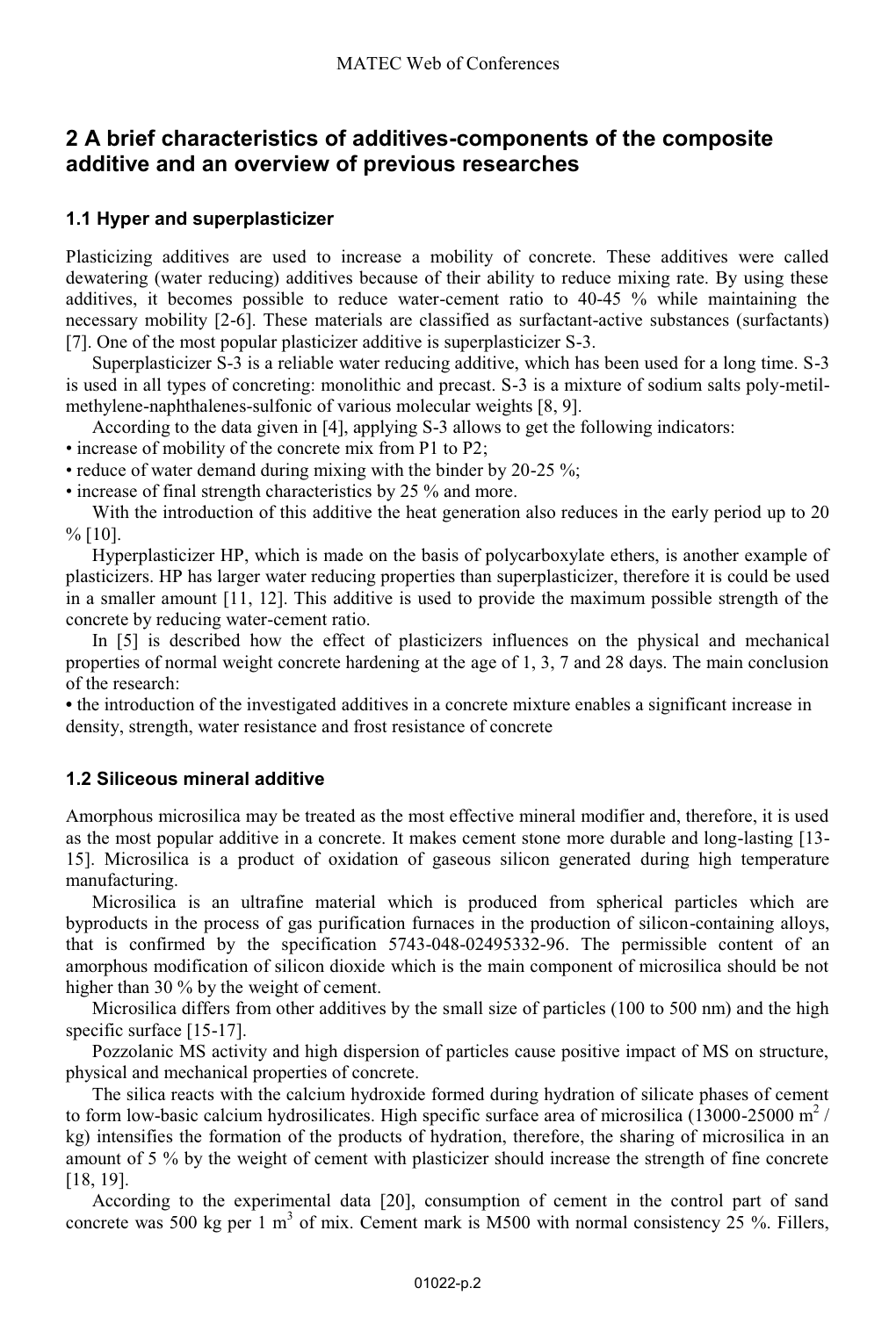## 2 A brief characteristics of additives-components of the composite additive and an overview of previous researches

### 1.1 Hyper and superplasticizer

Plasticizing additives are used to increase a mobility of concrete. These additives were called dewatering (water reducing) additives because of their ability to reduce mixing rate. By using these additives, it becomes possible to reduce water-cement ratio to 40-45 % while maintaining the necessary mobility [2-6]. These materials are classified as surfactant-active substances (surfactants) [7]. One of the most popular plasticizer additive is superplasticizer S-3.

Superplasticizer S-3 is a reliable water reducing additive, which has been used for a long time. S-3 is used in all types of concreting: monolithic and precast. S-3 is a mixture of sodium salts poly-metil-methylene-naphthalenes-sulfonic of various molecular weights [8, 9].

According to the data given in [4], applying S-3 allows to get the following indicators:

- increase of mobility of the concrete mix from P1 to P2;
- reduce of water demand during mixing with the binder by 20-25 %;
- increase of final strength characteristics by 25 % and more.

With the introduction of this additive the heat generation also reduces in the early period up to 20 % [10].

Hyperplasticizer HP, which is made on the basis of polycarboxylate ethers, is another example of plasticizers. HP has larger water reducing properties than superplasticizer, therefore it is could be used in a smaller amount [11, 12]. This additive is used to provide the maximum possible strength of the concrete by reducing water-cement ratio.

In [5] is described how the effect of plasticizers influences on the physical and mechanical properties of normal weight concrete hardening at the age of 1, 3, 7 and 28 days. The main conclusion of the research:

- the introduction of the investigated additives in a concrete mixture enables a significant increase in density, strength, water resistance and frost resistance of concrete

### 1.2 Siliceous mineral additive

Amorphous microsilica may be treated as the most effective mineral modifier and, therefore, it is used as the most popular additive in a concrete. It makes cement stone more durable and long-lasting [13-15]. Microsilica is a product of oxidation of gaseous silicon generated during high temperature manufacturing.

Microsilica is an ultrafine material which is produced from spherical particles which are byproducts in the process of gas purification furnaces in the production of silicon-containing alloys, that is confirmed by the specification 5743-048-02495332-96. The permissible content of an amorphous modification of silicon dioxide which is the main component of microsilica should be not higher than 30 % by the weight of cement.

Microsilica differs from other additives by the small size of particles (100 to 500 nm) and the high specific surface [15-17].

Pozzolanic MS activity and high dispersion of particles cause positive impact of MS on structure, physical and mechanical properties of concrete.

The silica reacts with the calcium hydroxide formed during hydration of silicate phases of cement to form low-basic calcium hydrosilicates. High specific surface area of microsilica (13000-25000 $m^2$ / kg) intensifies the formation of the products of hydration, therefore, the sharing of microsilica in an amount of 5 % by the weight of cement with plasticizer should increase the strength of fine concrete [18, 19].

According to the experimental data [20], consumption of cement in the control part of sand concrete was 500 kg per 1 $m^3$ of mix. Cement mark is M500 with normal consistency 25 %. Fillers,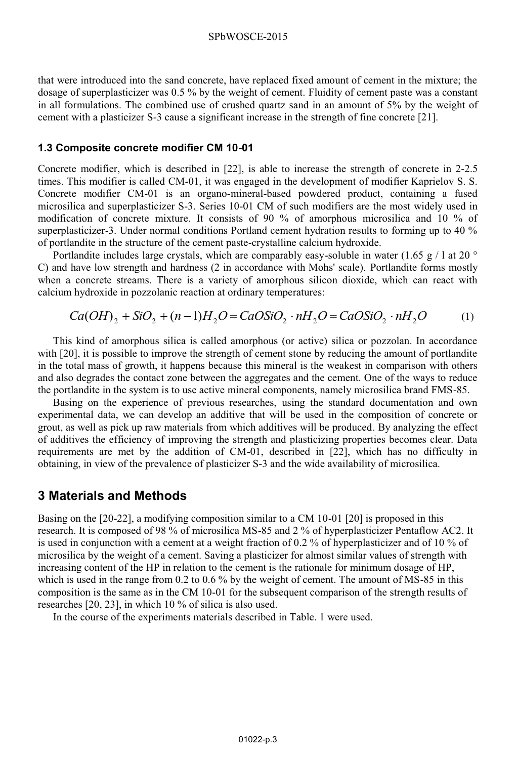that were introduced into the sand concrete, have replaced fixed amount of cement in the mixture; the dosage of superplasticizer was 0.5 % by the weight of cement. Fluidity of cement paste was a constant in all formulations. The combined use of crushed quartz sand in an amount of 5% by the weight of cement with a plasticizer S-3 cause a significant increase in the strength of fine concrete [21].

### 1.3 Composite concrete modifier CM 10-01

Concrete modifier, which is described in [22], is able to increase the strength of concrete in 2-2.5 times. This modifier is called CM-01, it was engaged in the development of modifier Kaprielov S. S. Concrete modifier CM-01 is an organo-mineral-based powdered product, containing a fused microsilica and superplasticizer S-3. Series 10-01 CM of such modifiers are the most widely used in modification of concrete mixture. It consists of 90 % of amorphous microsilica and 10 % of superplasticizer-3. Under normal conditions Portland cement hydration results to forming up to 40 % of portlandite in the structure of the cement paste-crystalline calcium hydroxide.

Portlandite includes large crystals, which are comparably easy-soluble in water (1.65 g / l at 20 ° C) and have low strength and hardness (2 in accordance with Mohs' scale). Portlandite forms mostly when a concrete streams. There is a variety of amorphous silicon dioxide, which can react with calcium hydroxide in pozzolanic reaction at ordinary temperatures:

$$Ca(OH)_2 + SiO_2 + (n-1)H_2O = CaOSiO_2 \cdot nH_2O = CaOSiO_2 \cdot nH_2O \qquad (1)$$

This kind of amorphous silica is called amorphous (or active) silica or pozzolan. In accordance with [20], it is possible to improve the strength of cement stone by reducing the amount of portlandite in the total mass of growth, it happens because this mineral is the weakest in comparison with others and also degrades the contact zone between the aggregates and the cement. One of the ways to reduce the portlandite in the system is to use active mineral components, namely microsilica brand FMS-85.

Basing on the experience of previous researches, using the standard documentation and own experimental data, we can develop an additive that will be used in the composition of concrete or grout, as well as pick up raw materials from which additives will be produced. By analyzing the effect of additives the efficiency of improving the strength and plasticizing properties becomes clear. Data requirements are met by the addition of CM-01, described in [22], which has no difficulty in obtaining, in view of the prevalence of plasticizer S-3 and the wide availability of microsilica.

## 3 Materials and Methods

Basing on the [20-22], a modifying composition similar to a CM 10-01 [20] is proposed in this research. It is composed of 98 % of microsilica MS-85 and 2 % of hyperplasticizer Pentaflow AC2. It is used in conjunction with a cement at a weight fraction of 0.2 % of hyperplasticizer and of 10 % of microsilica by the weight of a cement. Saving a plasticizer for almost similar values of strength with increasing content of the HP in relation to the cement is the rationale for minimum dosage of HP, which is used in the range from 0.2 to 0.6 % by the weight of cement. The amount of MS-85 in this composition is the same as in the CM 10-01 for the subsequent comparison of the strength results of researches [20, 23], in which 10 % of silica is also used.

In the course of the experiments materials described in Table. 1 were used.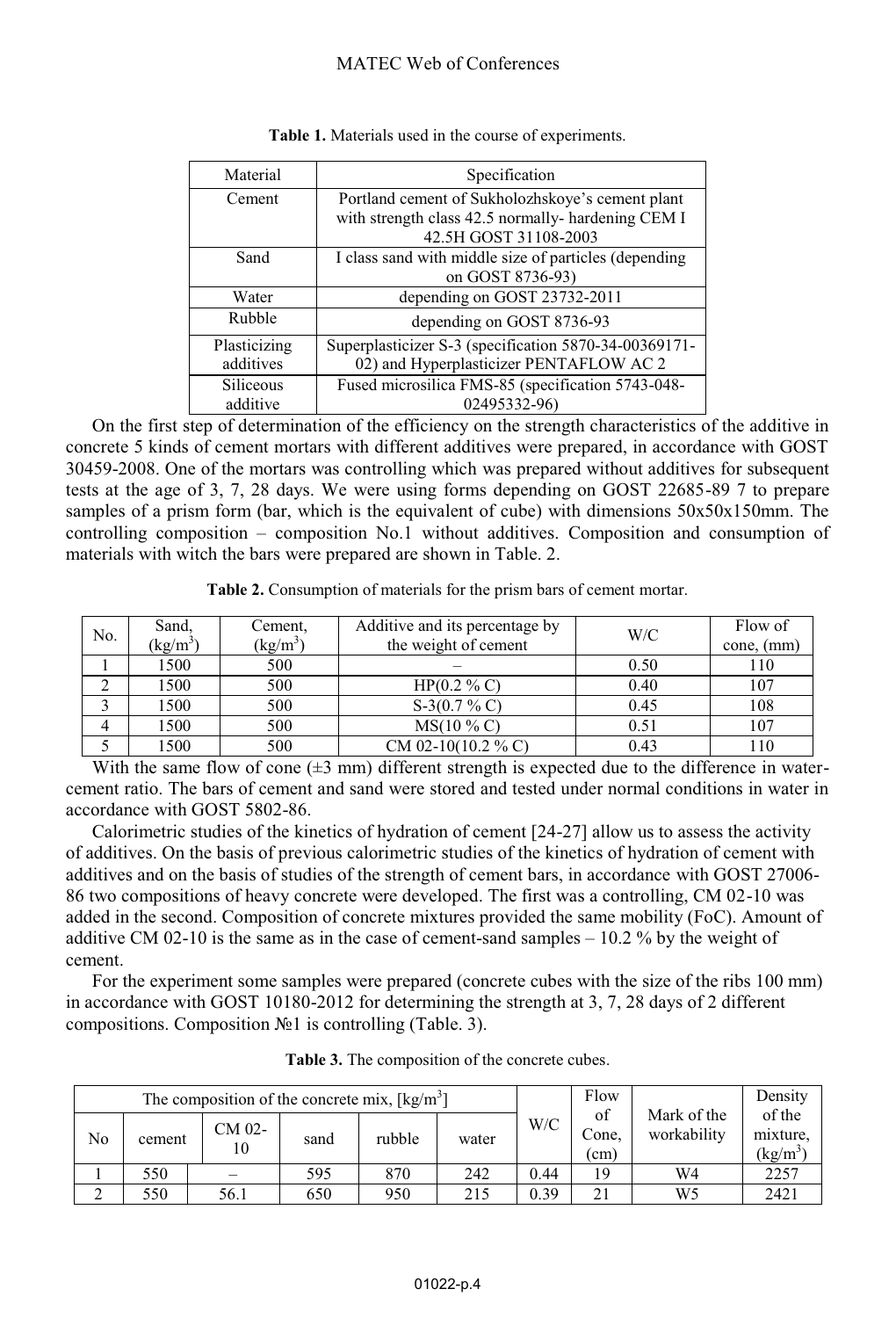**Table 1.** Materials used in the course of experiments.

| Material | Specification |
|---|---|
| Cement | Portland cement of Sukholozhskoye's cement plant with strength class 42.5 normally- hardening CEM I 42.5H GOST 31108-2003 |
| Sand | I class sand with middle size of particles (depending on GOST 8736-93) |
| Water | depending on GOST 23732-2011 |
| Rubble | depending on GOST 8736-93 |
| Plasticizing additives | Superplasticizer S-3 (specification 5870-34-00369171-02) and Hyperplasticizer PENTAFLOW AC 2 |
| Siliceous additive | Fused microsilica FMS-85 (specification 5743-048-02495332-96) |

On the first step of determination of the efficiency on the strength characteristics of the additive in concrete 5 kinds of cement mortars with different additives were prepared, in accordance with GOST 30459-2008. One of the mortars was controlling which was prepared without additives for subsequent tests at the age of 3, 7, 28 days. We were using forms depending on GOST 22685-89 7 to prepare samples of a prism form (bar, which is the equivalent of cube) with dimensions 50x50x150mm. The controlling composition – composition No.1 without additives. Composition and consumption of materials with witch the bars were prepared are shown in Table. 2.

**Table 2.** Consumption of materials for the prism bars of cement mortar.

| No. | Sand, (kg/m$^3$) | Cement, (kg/m$^3$) | Additive and its percentage by the weight of cement | W/C | Flow of cone, (mm) |
|---|---|---|---|---|---|
| 1 | 1500 | 500 | – | 0.50 | 110 |
| 2 | 1500 | 500 | HP(0.2 % C) | 0.40 | 107 |
| 3 | 1500 | 500 | S-3(0.7 % C) | 0.45 | 108 |
| 4 | 1500 | 500 | MS(10 % C) | 0.51 | 107 |
| 5 | 1500 | 500 | CM 02-10(10.2 % C) | 0.43 | 110 |

With the same flow of cone (±3 mm) different strength is expected due to the difference in water-cement ratio. The bars of cement and sand were stored and tested under normal conditions in water in accordance with GOST 5802-86.

Calorimetric studies of the kinetics of hydration of cement [24-27] allow us to assess the activity of additives. On the basis of previous calorimetric studies of the kinetics of hydration of cement with additives and on the basis of studies of the strength of cement bars, in accordance with GOST 27006-86 two compositions of heavy concrete were developed. The first was a controlling, CM 02-10 was added in the second. Composition of concrete mixtures provided the same mobility (FoC). Amount of additive CM 02-10 is the same as in the case of cement-sand samples – 10.2 % by the weight of cement.

For the experiment some samples were prepared (concrete cubes with the size of the ribs 100 mm) in accordance with GOST 10180-2012 for determining the strength at 3, 7, 28 days of 2 different compositions. Composition №1 is controlling (Table. 3).

**Table 3.** The composition of the concrete cubes.

| The composition of the concrete mix, [kg/m$^3$] | | | | | | W/C | Flow of Cone, (cm) | Mark of the workability | Density of the mixture, (kg/m$^3$) |
|---|---|---|---|---|---|---|---|---|---|
| No | cement | CM 02-10 | sand | rubble | water | | | | |
| 1 | 550 | – | 595 | 870 | 242 | 0.44 | 19 | W4 | 2257 |
| 2 | 550 | 56.1 | 650 | 950 | 215 | 0.39 | 21 | W5 | 2421 |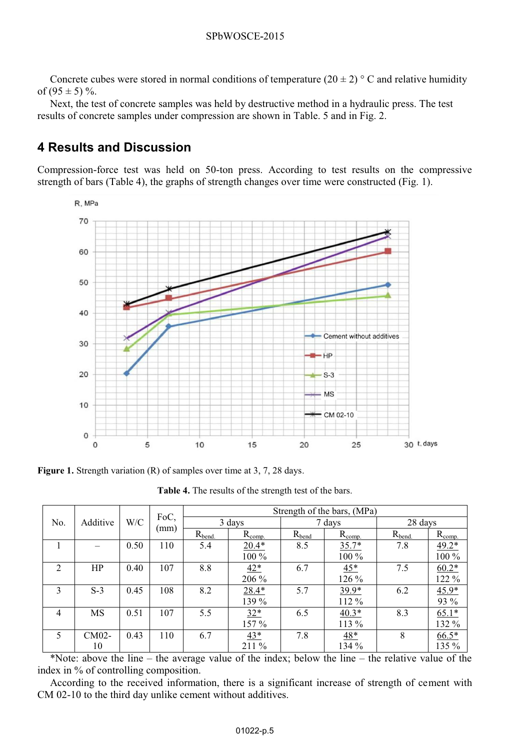Concrete cubes were stored in normal conditions of temperature (20 ± 2) ° C and relative humidity of (95 ± 5) %.

Next, the test of concrete samples was held by destructive method in a hydraulic press. The test results of concrete samples under compression are shown in Table. 5 and in Fig. 2.

## 4 Results and Discussion

Compression-force test was held on 50-ton press. According to test results on the compressive strength of bars (Table 4), the graphs of strength changes over time were constructed (Fig. 1).

**Figure 1.** Strength variation (R) of samples over time at 3, 7, 28 days.

**Table 4.** The results of the strength test of the bars.

| No. | Additive | W/C | FoC, (mm) | Strength of the bars, (MPa) | | | | | |
|---|---|---|---|---|---|---|---|---|---|
| | | | | 3 days | | 7 days | | 28 days | |
| | | | | $R_{bend.}$ | $R_{comp.}$ | $R_{bend}$ | $R_{comp.}$ | $R_{bend.}$ | $R_{comp.}$ |
| 1 | – | 0.50 | 110 | 5.4 | 20.4* / 100 % | 8.5 | 35.7* / 100 % | 7.8 | 49.2* / 100 % |
| 2 | HP | 0.40 | 107 | 8.8 | 42* / 206 % | 6.7 | 45* / 126 % | 7.5 | 60.2* / 122 % |
| 3 | S-3 | 0.45 | 108 | 8.2 | 28.4* / 139 % | 5.7 | 39.9* / 112 % | 6.2 | 45.9* / 93 % |
| 4 | MS | 0.51 | 107 | 5.5 | 32* / 157 % | 6.5 | 40.3* / 113 % | 8.3 | 65.1* / 132 % |
| 5 | CM02-10 | 0.43 | 110 | 6.7 | 43* / 211 % | 7.8 | 48* / 134 % | 8 | 66.5* / 135 % |

*Note: above the line – the average value of the index; below the line – the relative value of the index in % of controlling composition.

According to the received information, there is a significant increase of strength of cement with CM 02-10 to the third day unlike cement without additives.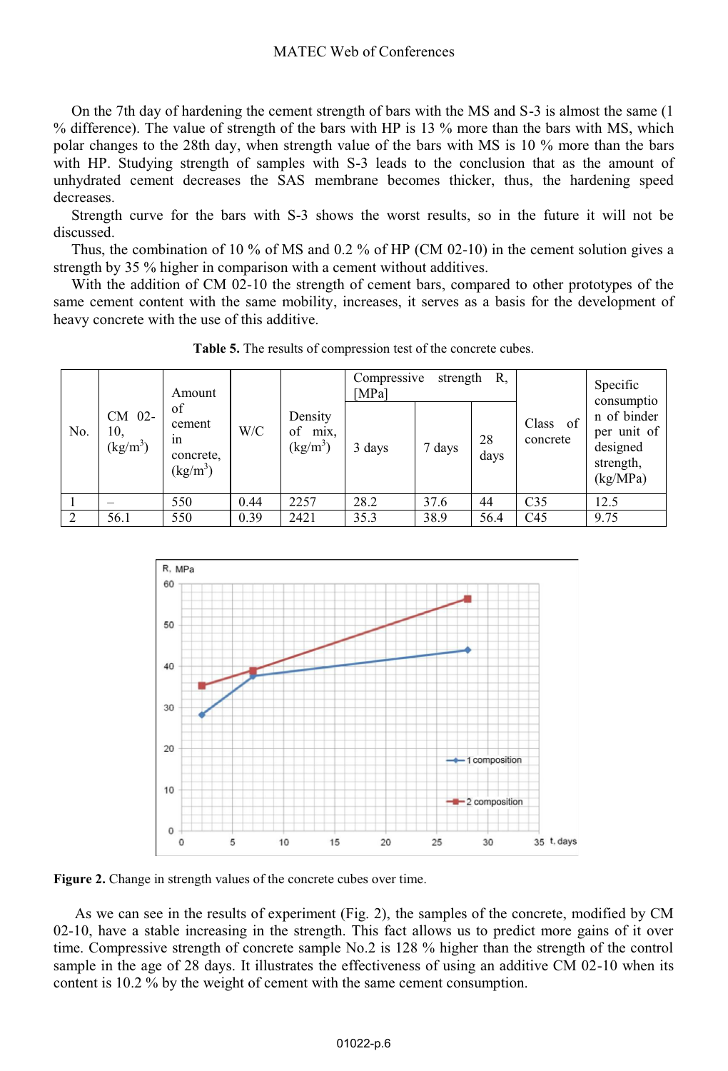On the 7th day of hardening the cement strength of bars with the MS and S-3 is almost the same (1 % difference). The value of strength of the bars with HP is 13 % more than the bars with MS, which polar changes to the 28th day, when strength value of the bars with MS is 10 % more than the bars with HP. Studying strength of samples with S-3 leads to the conclusion that as the amount of unhydrated cement decreases the SAS membrane becomes thicker, thus, the hardening speed decreases.

Strength curve for the bars with S-3 shows the worst results, so in the future it will not be discussed.

Thus, the combination of 10 % of MS and 0.2 % of HP (CM 02-10) in the cement solution gives a strength by 35 % higher in comparison with a cement without additives.

With the addition of CM 02-10 the strength of cement bars, compared to other prototypes of the same cement content with the same mobility, increases, it serves as a basis for the development of heavy concrete with the use of this additive.

**Table 5.** The results of compression test of the concrete cubes.

| No. | CM 02-10, (kg/m$^3$) | Amount of cement in concrete, (kg/m$^3$) | W/C | Density of mix, (kg/m$^3$) | Compressive strength R, [MPa] | | | Class of concrete | Specific consumption of binder per unit of designed strength, (kg/MPa) |
|---|---|---|---|---|---|---|---|---|---|
| | | | | | 3 days | 7 days | 28 days | | |
| 1 | – | 550 | 0.44 | 2257 | 28.2 | 37.6 | 44 | C35 | 12.5 |
| 2 | 56.1 | 550 | 0.39 | 2421 | 35.3 | 38.9 | 56.4 | C45 | 9.75 |

**Figure 2.** Change in strength values of the concrete cubes over time.

As we can see in the results of experiment (Fig. 2), the samples of the concrete, modified by CM 02-10, have a stable increasing in the strength. This fact allows us to predict more gains of it over time. Compressive strength of concrete sample No.2 is 128 % higher than the strength of the control sample in the age of 28 days. It illustrates the effectiveness of using an additive CM 02-10 when its content is 10.2 % by the weight of cement with the same cement consumption.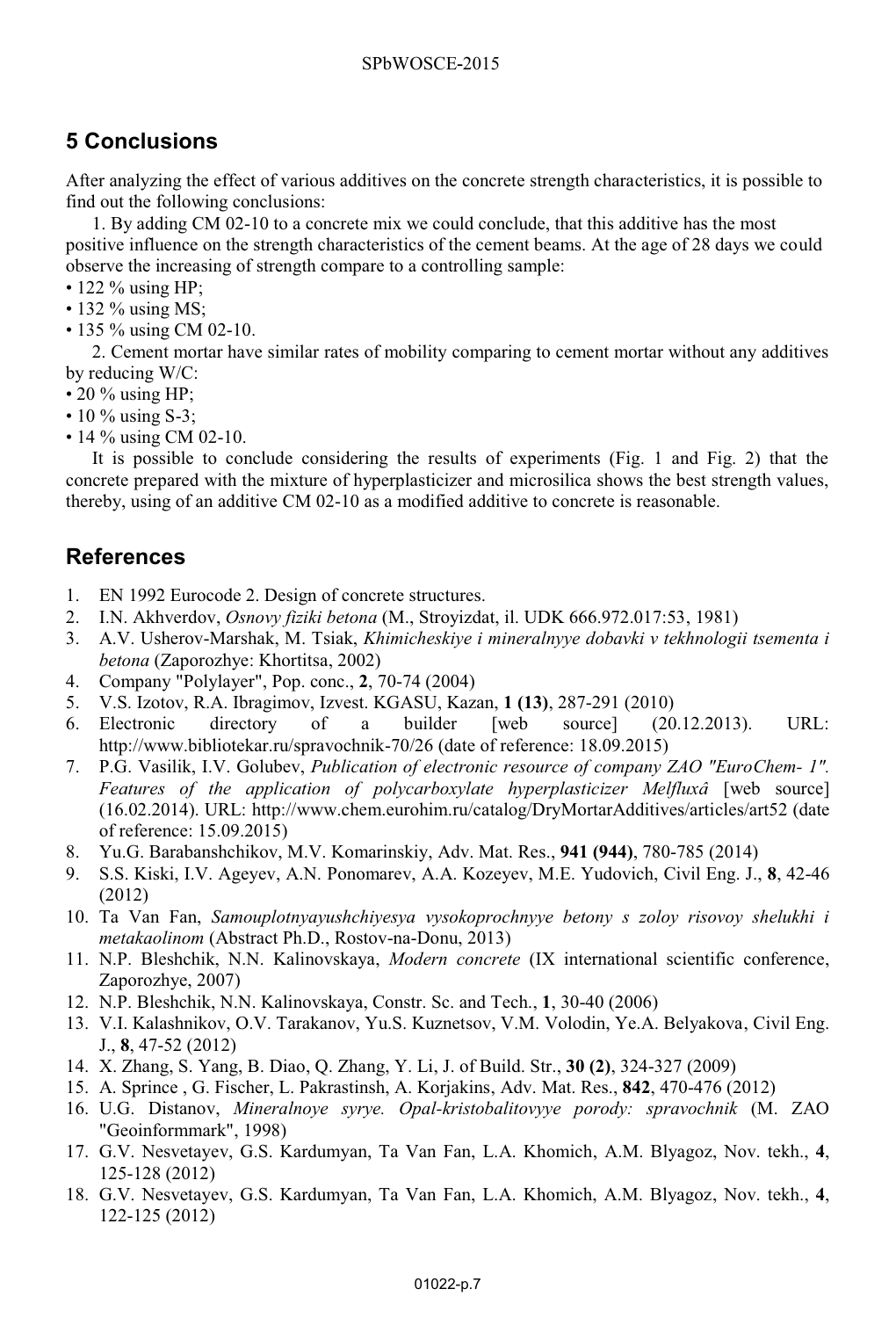## 5 Conclusions

After analyzing the effect of various additives on the concrete strength characteristics, it is possible to find out the following conclusions:

1. By adding CM 02-10 to a concrete mix we could conclude, that this additive has the most positive influence on the strength characteristics of the cement beams. At the age of 28 days we could observe the increasing of strength compare to a controlling sample:

- 122 % using HP;
- 132 % using MS;
- 135 % using CM 02-10.

2. Cement mortar have similar rates of mobility comparing to cement mortar without any additives by reducing W/C:

- 20 % using HP;
- 10 % using S-3;
- 14 % using CM 02-10.

It is possible to conclude considering the results of experiments (Fig. 1 and Fig. 2) that the concrete prepared with the mixture of hyperplasticizer and microsilica shows the best strength values, thereby, using of an additive CM 02-10 as a modified additive to concrete is reasonable.

## References

1. EN 1992 Eurocode 2. Design of concrete structures.
2. I.N. Akhverdov, *Osnovy fiziki betona* (M., Stroyizdat, il. UDK 666.972.017:53, 1981)
3. A.V. Usherov-Marshak, M. Tsiak, *Khimicheskiye i mineralnyye dobavki v tekhnologii tsementa i betona* (Zaporozhye: Khortitsa, 2002)
4. Company "Polylayer", Pop. conc., **2**, 70-74 (2004)
5. V.S. Izotov, R.A. Ibragimov, Izvest. KGASU, Kazan, **1 (13)**, 287-291 (2010)
6. Electronic directory of a builder [web source] (20.12.2013). URL: http://www.bibliotekar.ru/spravochnik-70/26 (date of reference: 18.09.2015)
7. P.G. Vasilik, I.V. Golubev, *Publication of electronic resource of company ZAO "EuroChem- 1". Features of the application of polycarboxylate hyperplasticizer Melfluxâ* [web source] (16.02.2014). URL: http://www.chem.eurohim.ru/catalog/DryMortarAdditives/articles/art52 (date of reference: 15.09.2015)
8. Yu.G. Barabanshchikov, M.V. Komarinskiy, Adv. Mat. Res., **941 (944)**, 780-785 (2014)
9. S.S. Kiski, I.V. Ageyev, A.N. Ponomarev, A.A. Kozeyev, M.E. Yudovich, Civil Eng. J., **8**, 42-46 (2012)
10. Ta Van Fan, *Samouplotnyayushchiyesya vysokoprochnyye betony s zoloy risovoy shelukhi i metakaolinom* (Abstract Ph.D., Rostov-na-Donu, 2013)
11. N.P. Bleshchik, N.N. Kalinovskaya, *Modern concrete* (IX international scientific conference, Zaporozhye, 2007)
12. N.P. Bleshchik, N.N. Kalinovskaya, Constr. Sc. and Tech., **1**, 30-40 (2006)
13. V.I. Kalashnikov, O.V. Tarakanov, Yu.S. Kuznetsov, V.M. Volodin, Ye.A. Belyakova, Civil Eng. J., **8**, 47-52 (2012)
14. X. Zhang, S. Yang, B. Diao, Q. Zhang, Y. Li, J. of Build. Str., **30 (2)**, 324-327 (2009)
15. A. Sprince , G. Fischer, L. Pakrastinsh, A. Korjakins, Adv. Mat. Res., **842**, 470-476 (2012)
16. U.G. Distanov, *Mineralnoye syrye. Opal-kristobalitovyye porody: spravochnik* (M. ZAO "Geoinformmark", 1998)
17. G.V. Nesvetayev, G.S. Kardumyan, Ta Van Fan, L.A. Khomich, A.M. Blyagoz, Nov. tekh., **4**, 125-128 (2012)
18. G.V. Nesvetayev, G.S. Kardumyan, Ta Van Fan, L.A. Khomich, A.M. Blyagoz, Nov. tekh., **4**, 122-125 (2012)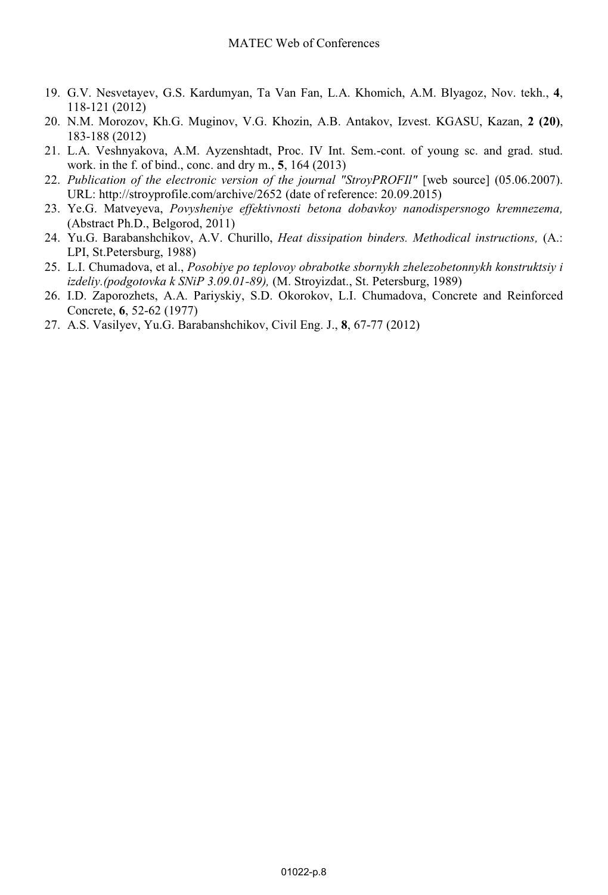19. G.V. Nesvetayev, G.S. Kardumyan, Ta Van Fan, L.A. Khomich, A.M. Blyagoz, Nov. tekh., **4**, 118-121 (2012)
20. N.M. Morozov, Kh.G. Muginov, V.G. Khozin, A.B. Antakov, Izvest. KGASU, Kazan, **2 (20)**, 183-188 (2012)
21. L.A. Veshnyakova, A.M. Ayzenshtadt, Proc. IV Int. Sem.-cont. of young sc. and grad. stud. work. in the f. of bind., conc. and dry m., **5**, 164 (2013)
22. *Publication of the electronic version of the journal "StroyPROFIl"* [web source] (05.06.2007). URL: http://stroyprofile.com/archive/2652 (date of reference: 20.09.2015)
23. Ye.G. Matveyeva, *Povysheniye effektivnosti betona dobavkoy nanodispersnogo kremnezema,* (Abstract Ph.D., Belgorod, 2011)
24. Yu.G. Barabanshchikov, A.V. Churillo, *Heat dissipation binders. Methodical instructions,* (A.: LPI, St.Petersburg, 1988)
25. L.I. Chumadova, et al., *Posobiye po teplovoy obrabotke sbornykh zhelezobetonnykh konstruktsiy i izdeliy.(podgotovka k SNiP 3.09.01-89),* (M. Stroyizdat., St. Petersburg, 1989)
26. I.D. Zaporozhets, A.A. Pariyskiy, S.D. Okorokov, L.I. Chumadova, Concrete and Reinforced Concrete, **6**, 52-62 (1977)
27. A.S. Vasilyev, Yu.G. Barabanshchikov, Civil Eng. J., **8**, 67-77 (2012)